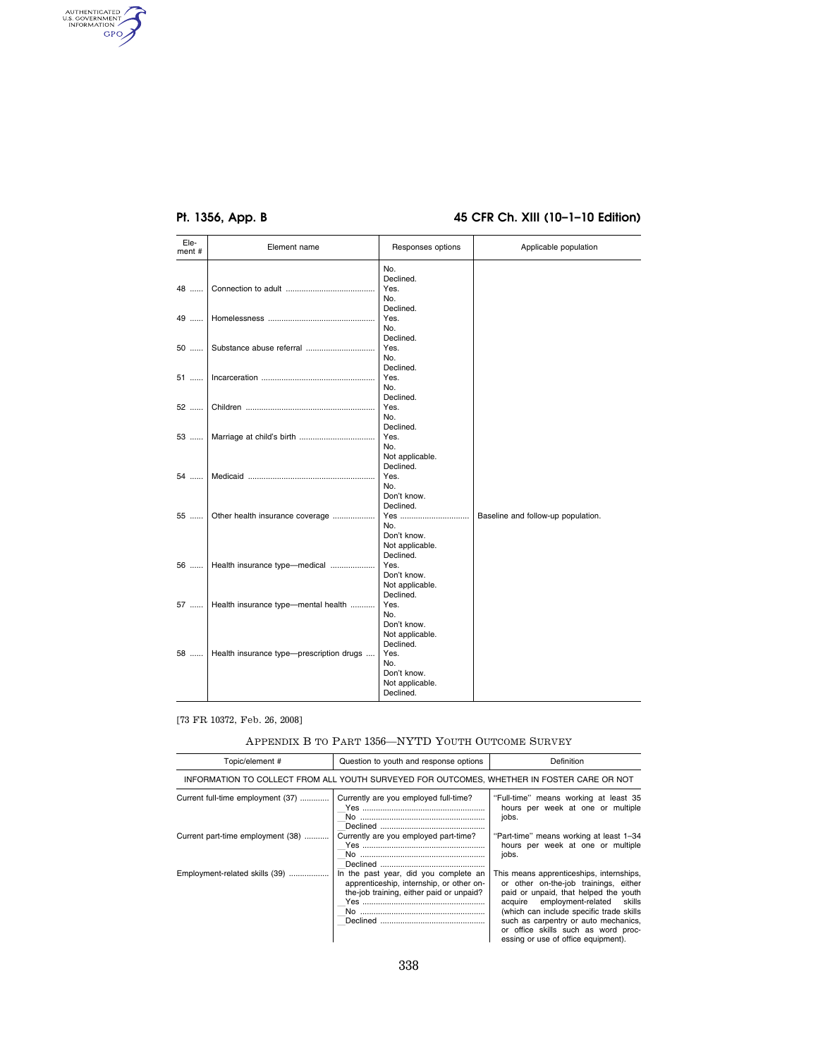| Element # | Element name | Responses options | Applicable population |
|---|---|---|---|
| | | No. Declined. | |
| 48 | Connection to adult | Yes. No. Declined. | |
| 49 | Homelessness | Yes. No. Declined. | |
| 50 | Substance abuse referral | Yes. No. Declined. | |
| 51 | Incarceration | Yes. No. Declined. | |
| 52 | Children | Yes. No. Declined. | |
| 53 | Marriage at child's birth | Yes. No. Not applicable. Declined. | |
| 54 | Medicaid | Yes. No. Don't know. Declined. | |
| 55 | Other health insurance coverage | Yes. No. Don't know. Not applicable. Declined. | Baseline and follow-up population. |
| 56 | Health insurance type—medical | Yes. Don't know. Not applicable. Declined. | |
| 57 | Health insurance type—mental health | Yes. No. Don't know. Not applicable. Declined. | |
| 58 | Health insurance type—prescription drugs | Yes. No. Don't know. Not applicable. Declined. | |

[73 FR 10372, Feb. 26, 2008]

## Appendix B to Part 1356—NYTD Youth Outcome Survey

| Topic/element # | Question to youth and response options | Definition |
|---|---|---|
| INFORMATION TO COLLECT FROM ALL YOUTH SURVEYED FOR OUTCOMES, WHETHER IN FOSTER CARE OR NOT | | |
| Current full-time employment (37) | Currently are you employed full-time? __Yes __No __Declined | "Full-time" means working at least 35 hours per week at one or multiple jobs. |
| Current part-time employment (38) | Currently are you employed part-time? __Yes __No __Declined | "Part-time" means working at least 1–34 hours per week at one or multiple jobs. |
| Employment-related skills (39) | In the past year, did you complete an apprenticeship, internship, or other on-the-job training, either paid or unpaid? __Yes __No __Declined | This means apprenticeships, internships, or other on-the-job trainings, either paid or unpaid, that helped the youth acquire employment-related skills (which can include specific trade skills such as carpentry or auto mechanics, or office skills such as word processing or use of office equipment). |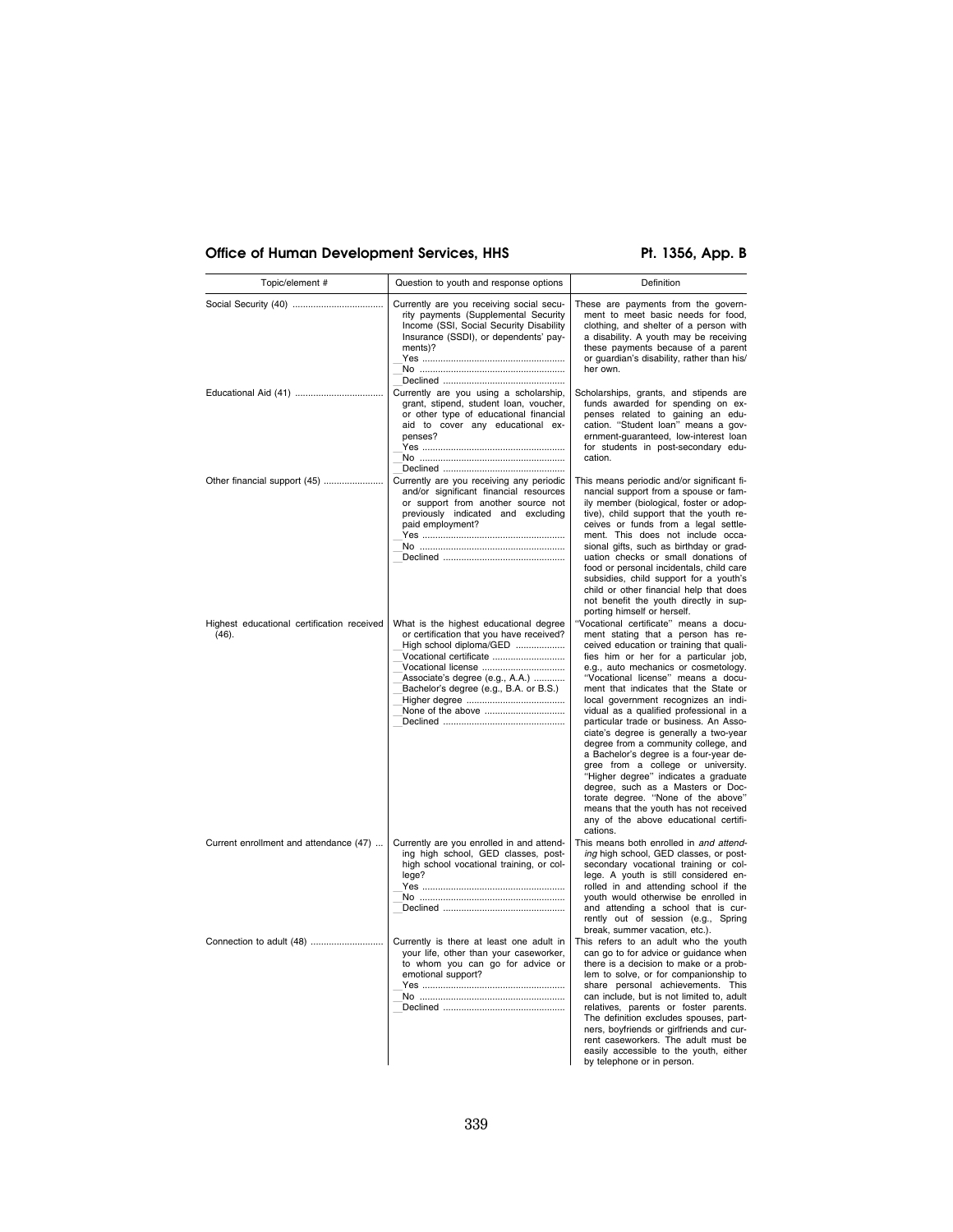| Topic/element # | Question to youth and response options | Definition |
|---|---|---|
| Social Security (40) | Currently are you receiving social security payments (Supplemental Security Income (SSI), Social Security Disability Insurance (SSDI), or dependents' payments)?<br>__Yes<br>__No<br>__Declined | These are payments from the government to meet basic needs for food, clothing, and shelter of a person with a disability. A youth may be receiving these payments because of a parent or guardian's disability, rather than his/her own. |
| Educational Aid (41) | Currently are you using a scholarship, grant, stipend, student loan, voucher, or other type of educational financial aid to cover any educational expenses?<br>__Yes<br>__No<br>__Declined | Scholarships, grants, and stipends are funds awarded for spending on expenses related to gaining an education. "Student loan" means a government-guaranteed, low-interest loan for students in post-secondary education. |
| Other financial support (45) | Currently are you receiving any periodic and/or significant financial resources or support from another source not previously indicated and excluding paid employment?<br>__Yes<br>__No<br>__Declined | This means periodic and/or significant financial support from a spouse or family member (biological, foster or adoptive), child support that the youth receives or funds from a legal settlement. This does not include occasional gifts, such as birthday or graduation checks or small donations of food or personal incidentals, child care subsidies, child support for a youth's child or other financial help that does not benefit the youth directly in supporting himself or herself. |
| Highest educational certification received (46). | What is the highest educational degree or certification that you have received?<br>__High school diploma/GED<br>__Vocational certificate<br>__Vocational license<br>__Associate's degree (e.g., A.A.)<br>__Bachelor's degree (e.g., B.A. or B.S.)<br>__Higher degree<br>__None of the above<br>__Declined | "Vocational certificate" means a document stating that a person has received education or training that qualifies him or her for a particular job, e.g., auto mechanics or cosmetology. "Vocational license" means a document that indicates that the State or local government recognizes an individual as a qualified professional in a particular trade or business. An Associate's degree is generally a two-year degree from a community college, and a Bachelor's degree is a four-year degree from a college or university. "Higher degree" indicates a graduate degree, such as a Masters or Doctorate degree. "None of the above" means that the youth has not received any of the above educational certifications. |
| Current enrollment and attendance (47) | Currently are you enrolled in and attending high school, GED classes, post-high school vocational training, or college?<br>__Yes<br>__No<br>__Declined | This means both enrolled in *and attending* high school, GED classes, or post-secondary vocational training or college. A youth is still considered enrolled in and attending school if the youth would otherwise be enrolled in and attending a school that is currently out of session (e.g., Spring break, summer vacation, etc.). |
| Connection to adult (48) | Currently is there at least one adult in your life, other than your caseworker, to whom you can go for advice or emotional support?<br>__Yes<br>__No<br>__Declined | This refers to an adult who the youth can go to for advice or guidance when there is a decision to make or a problem to solve, or for companionship to share personal achievements. This can include, but is not limited to, adult relatives, parents or foster parents. The definition excludes spouses, partners, boyfriends or girlfriends and current caseworkers. The adult must be easily accessible to the youth, either by telephone or in person. |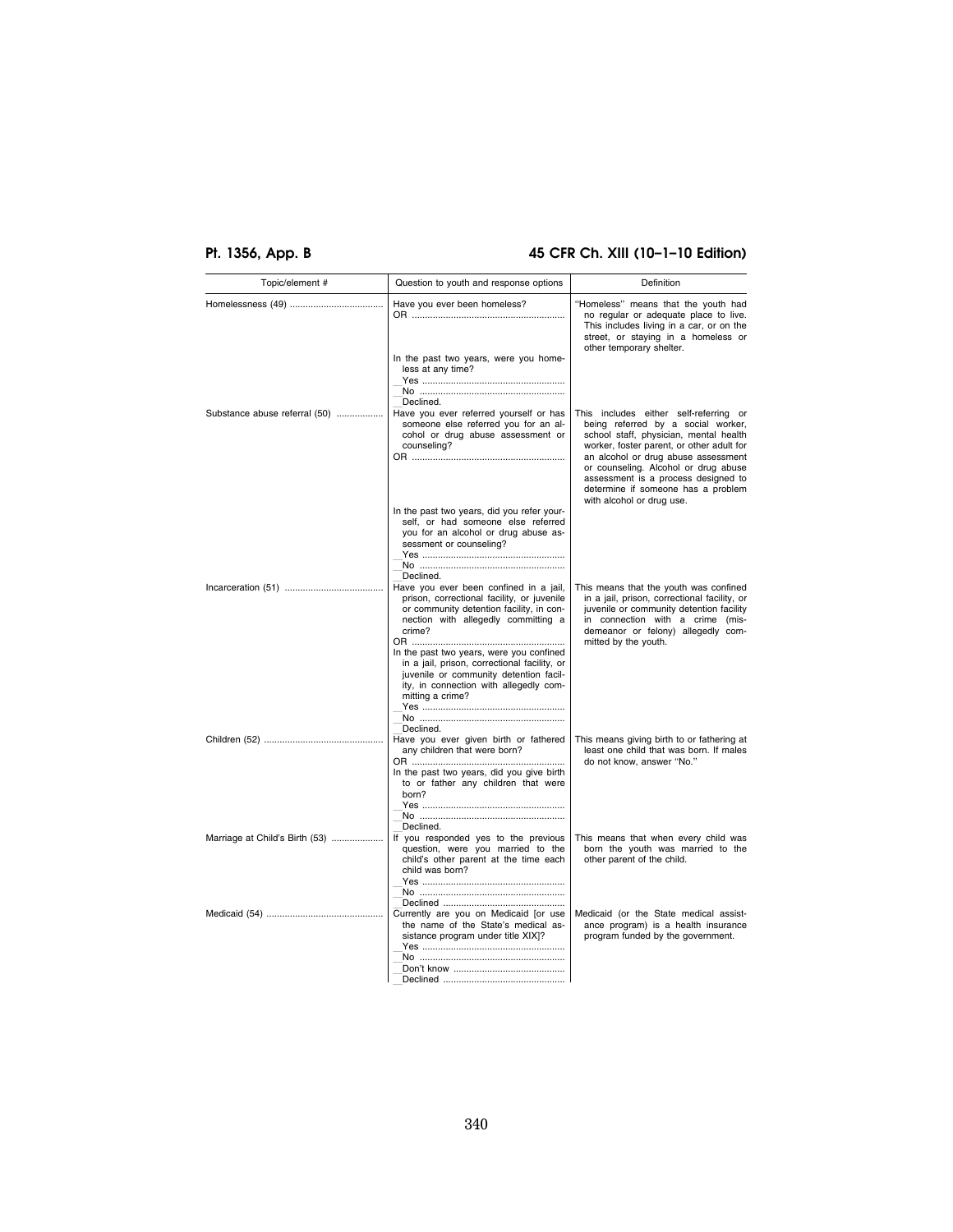| Topic/element # | Question to youth and response options | Definition |
|---|---|---|
| Homelessness (49) | Have you ever been homeless?<br>OR<br>In the past two years, were you homeless at any time?<br>__Yes<br>__No<br>__Declined. | "Homeless" means that the youth had no regular or adequate place to live. This includes living in a car, or on the street, or staying in a homeless or other temporary shelter. |
| Substance abuse referral (50) | Have you ever referred yourself or has someone else referred you for an alcohol or drug abuse assessment or counseling?<br>OR<br>In the past two years, did you refer yourself, or had someone else referred you for an alcohol or drug abuse assessment or counseling?<br>__Yes<br>__No<br>__Declined. | This includes either self-referring or being referred by a social worker, school staff, physician, mental health worker, foster parent, or other adult for an alcohol or drug abuse assessment or counseling. Alcohol or drug abuse assessment is a process designed to determine if someone has a problem with alcohol or drug use. |
| Incarceration (51) | Have you ever been confined in a jail, prison, correctional facility, or juvenile or community detention facility, in connection with allegedly committing a crime?<br>OR<br>In the past two years, were you confined in a jail, prison, correctional facility, or juvenile or community detention facility, in connection with allegedly committing a crime?<br>__Yes<br>__No<br>__Declined. | This means that the youth was confined in a jail, prison, correctional facility, or juvenile or community detention facility in connection with a crime (misdemeanor or felony) allegedly committed by the youth. |
| Children (52) | Have you ever given birth or fathered any children that were born?<br>OR<br>In the past two years, did you give birth to or father any children that were born?<br>__Yes<br>__No<br>__Declined. | This means giving birth to or fathering at least one child that was born. If males do not know, answer "No." |
| Marriage at Child's Birth (53) | If you responded yes to the previous question, were you married to the child's other parent at the time each child was born?<br>__Yes<br>__No<br>__Declined | This means that when every child was born the youth was married to the other parent of the child. |
| Medicaid (54) | Currently are you on Medicaid [or use the name of the State's medical assistance program under title XIX]?<br>__Yes<br>__No<br>__Don't know<br>__Declined | Medicaid (or the State medical assistance program) is a health insurance program funded by the government. |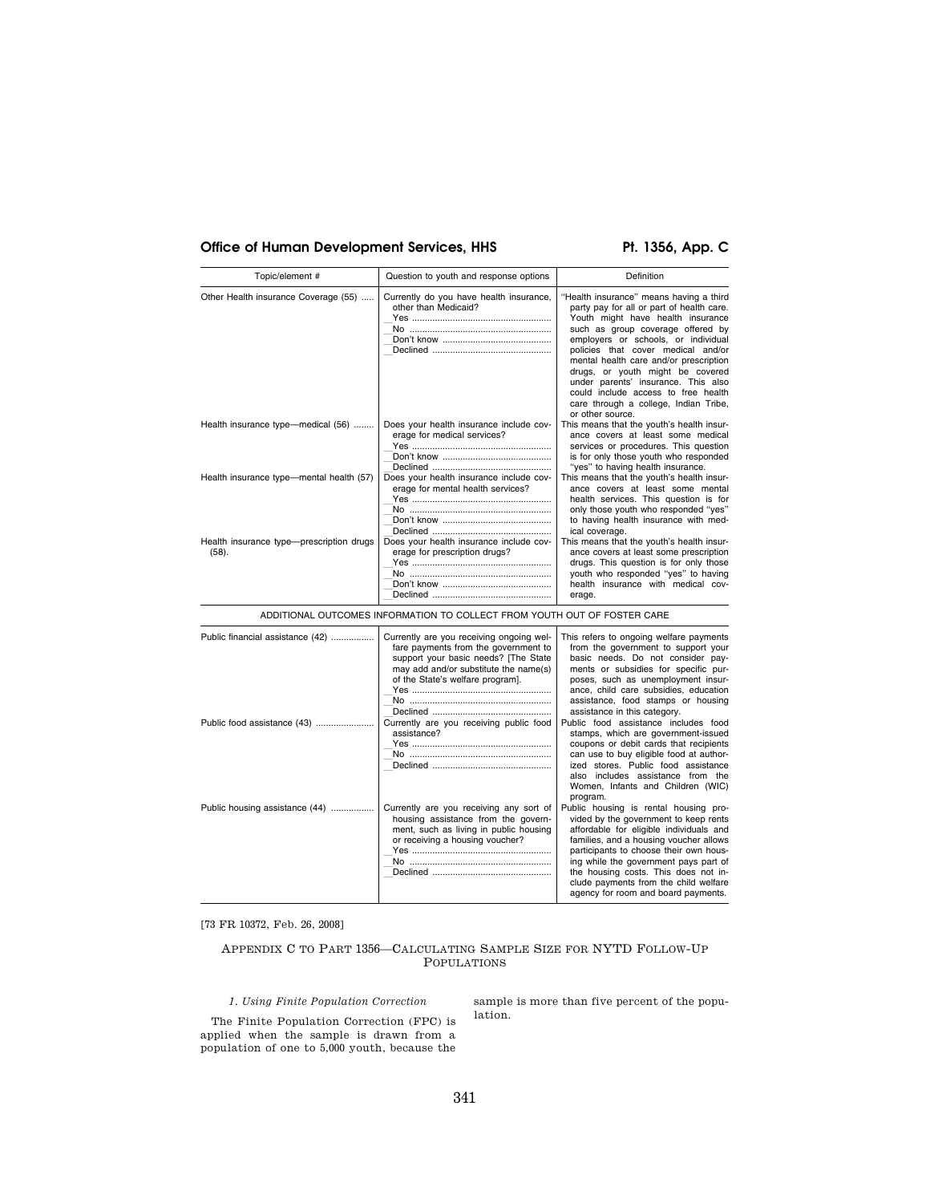| Topic/element # | Question to youth and response options | Definition |
|---|---|---|
| Other Health insurance Coverage (55) | Currently do you have health insurance, other than Medicaid?<br>__Yes<br>__No<br>__Don't know<br>__Declined | "Health insurance" means having a third party pay for all or part of health care. Youth might have health insurance such as group coverage offered by employers or schools, or individual policies that cover medical and/or mental health care and/or prescription drugs, or youth might be covered under parents' insurance. This also could include access to free health care through a college, Indian Tribe, or other source. |
| Health insurance type—medical (56) | Does your health insurance include coverage for medical services?<br>__Yes<br>__Don't know<br>__Declined | This means that the youth's health insurance covers at least some medical services or procedures. This question is for only those youth who responded "yes" to having health insurance. |
| Health insurance type—mental health (57) | Does your health insurance include coverage for mental health services?<br>__Yes<br>__No<br>__Don't know<br>__Declined | This means that the youth's health insurance covers at least some mental health services. This question is for only those youth who responded "yes" to having health insurance with medical coverage. |
| Health insurance type—prescription drugs (58). | Does your health insurance include coverage for prescription drugs?<br>__Yes<br>__No<br>__Don't know<br>__Declined | This means that the youth's health insurance covers at least some prescription drugs. This question is for only those youth who responded "yes" to having health insurance with medical coverage. |
| ADDITIONAL OUTCOMES INFORMATION TO COLLECT FROM YOUTH OUT OF FOSTER CARE | | |
| Public financial assistance (42) | Currently are you receiving ongoing welfare payments from the government to support your basic needs? [The State may add and/or substitute the name(s) of the State's welfare program].<br>__Yes<br>__No<br>__Declined | This refers to ongoing welfare payments from the government to support your basic needs. Do not consider payments or subsidies for specific purposes, such as unemployment insurance, child care subsidies, education assistance, food stamps or housing assistance in this category. |
| Public food assistance (43) | Currently are you receiving public food assistance?<br>__Yes<br>__No<br>__Declined | Public food assistance includes food stamps, which are government-issued coupons or debit cards that recipients can use to buy eligible food at authorized stores. Public food assistance also includes assistance from the Women, Infants and Children (WIC) program. |
| Public housing assistance (44) | Currently are you receiving any sort of housing assistance from the government, such as living in public housing or receiving a housing voucher?<br>__Yes<br>__No<br>__Declined | Public housing is rental housing provided by the government to keep rents affordable for eligible individuals and families, and a housing voucher allows participants to choose their own housing while the government pays part of the housing costs. This does not include payments from the child welfare agency for room and board payments. |

[73 FR 10372, Feb. 26, 2008]

## APPENDIX C TO PART 1356—CALCULATING SAMPLE SIZE FOR NYTD FOLLOW-UP POPULATIONS

*1. Using Finite Population Correction*

The Finite Population Correction (FPC) is applied when the sample is drawn from a population of one to 5,000 youth, because the sample is more than five percent of the population.